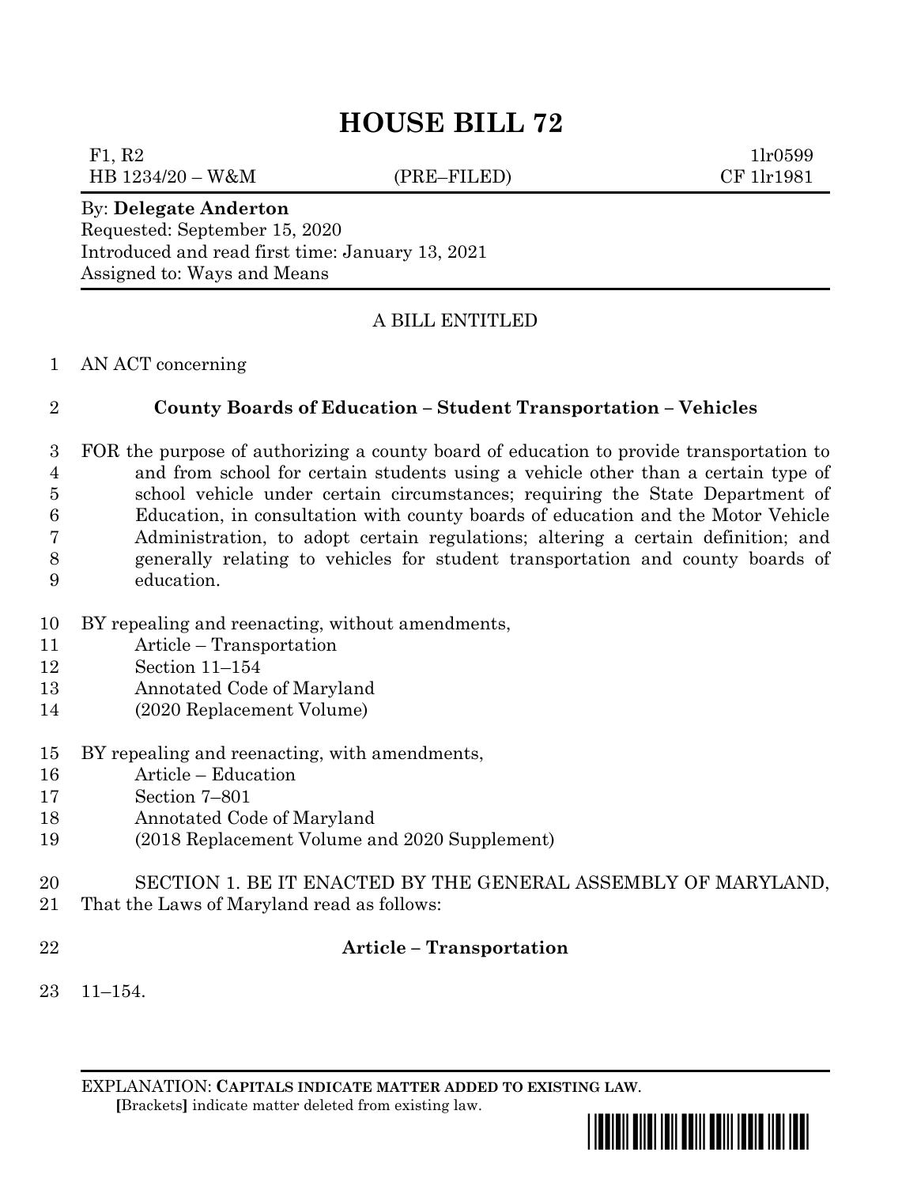# HOUSE BILL 72

F1, R2 1lr0599
HB 1234/20 – W&M (PRE–FILED) CF 1lr1981

By: **Delegate Anderton**
Requested: September 15, 2020
Introduced and read first time: January 13, 2021
Assigned to: Ways and Means

A BILL ENTITLED

AN ACT concerning

**County Boards of Education – Student Transportation – Vehicles**

FOR the purpose of authorizing a county board of education to provide transportation to and from school for certain students using a vehicle other than a certain type of school vehicle under certain circumstances; requiring the State Department of Education, in consultation with county boards of education and the Motor Vehicle Administration, to adopt certain regulations; altering a certain definition; and generally relating to vehicles for student transportation and county boards of education.

BY repealing and reenacting, without amendments,
Article – Transportation
Section 11–154
Annotated Code of Maryland
(2020 Replacement Volume)

BY repealing and reenacting, with amendments,
Article – Education
Section 7–801
Annotated Code of Maryland
(2018 Replacement Volume and 2020 Supplement)

SECTION 1. BE IT ENACTED BY THE GENERAL ASSEMBLY OF MARYLAND, That the Laws of Maryland read as follows:

**Article – Transportation**

11–154.

EXPLANATION: **CAPITALS INDICATE MATTER ADDED TO EXISTING LAW**.
**[**Brackets**]** indicate matter deleted from existing law.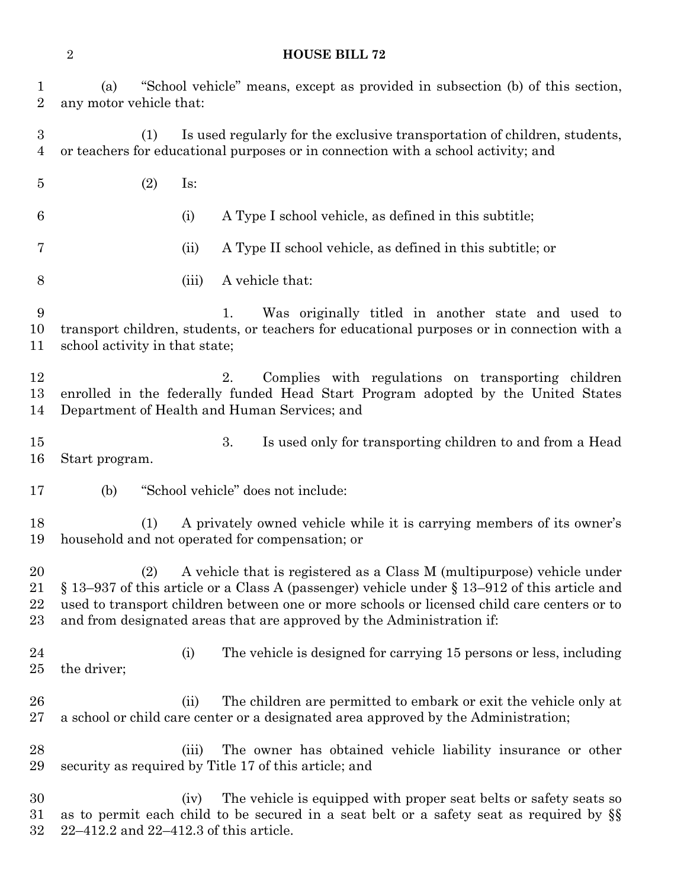(a) "School vehicle" means, except as provided in subsection (b) of this section, any motor vehicle that:

(1) Is used regularly for the exclusive transportation of children, students, or teachers for educational purposes or in connection with a school activity; and

(2) Is:

(i) A Type I school vehicle, as defined in this subtitle;

(ii) A Type II school vehicle, as defined in this subtitle; or

(iii) A vehicle that:

1. Was originally titled in another state and used to transport children, students, or teachers for educational purposes or in connection with a school activity in that state;

2. Complies with regulations on transporting children enrolled in the federally funded Head Start Program adopted by the United States Department of Health and Human Services; and

3. Is used only for transporting children to and from a Head Start program.

(b) "School vehicle" does not include:

(1) A privately owned vehicle while it is carrying members of its owner's household and not operated for compensation; or

(2) A vehicle that is registered as a Class M (multipurpose) vehicle under § 13–937 of this article or a Class A (passenger) vehicle under § 13–912 of this article and used to transport children between one or more schools or licensed child care centers or to and from designated areas that are approved by the Administration if:

(i) The vehicle is designed for carrying 15 persons or less, including the driver;

(ii) The children are permitted to embark or exit the vehicle only at a school or child care center or a designated area approved by the Administration;

(iii) The owner has obtained vehicle liability insurance or other security as required by Title 17 of this article; and

(iv) The vehicle is equipped with proper seat belts or safety seats so as to permit each child to be secured in a seat belt or a safety seat as required by §§ 22–412.2 and 22–412.3 of this article.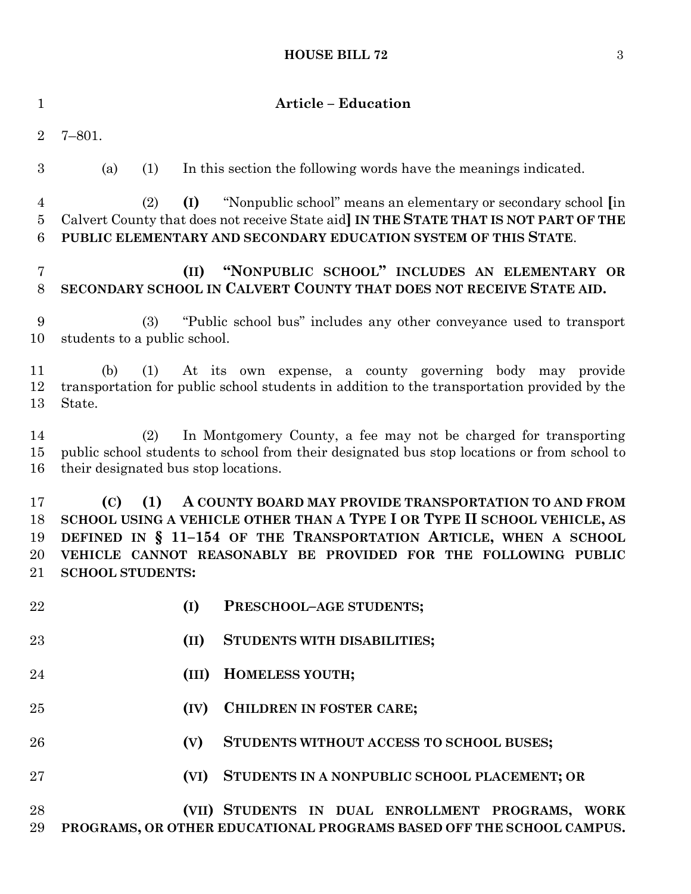**Article – Education**

7–801.

(a) (1) In this section the following words have the meanings indicated.

(2) **(I)** "Nonpublic school" means an elementary or secondary school [in Calvert County that does not receive State aid] **IN THE STATE THAT IS NOT PART OF THE PUBLIC ELEMENTARY AND SECONDARY EDUCATION SYSTEM OF THIS STATE**.

**(II) "NONPUBLIC SCHOOL" INCLUDES AN ELEMENTARY OR SECONDARY SCHOOL IN CALVERT COUNTY THAT DOES NOT RECEIVE STATE AID.**

(3) "Public school bus" includes any other conveyance used to transport students to a public school.

(b) (1) At its own expense, a county governing body may provide transportation for public school students in addition to the transportation provided by the State.

(2) In Montgomery County, a fee may not be charged for transporting public school students to school from their designated bus stop locations or from school to their designated bus stop locations.

**(C) (1) A COUNTY BOARD MAY PROVIDE TRANSPORTATION TO AND FROM SCHOOL USING A VEHICLE OTHER THAN A TYPE I OR TYPE II SCHOOL VEHICLE, AS DEFINED IN § 11–154 OF THE TRANSPORTATION ARTICLE, WHEN A SCHOOL VEHICLE CANNOT REASONABLY BE PROVIDED FOR THE FOLLOWING PUBLIC SCHOOL STUDENTS:**

**(I) PRESCHOOL–AGE STUDENTS;**

**(II) STUDENTS WITH DISABILITIES;**

**(III) HOMELESS YOUTH;**

**(IV) CHILDREN IN FOSTER CARE;**

**(V) STUDENTS WITHOUT ACCESS TO SCHOOL BUSES;**

**(VI) STUDENTS IN A NONPUBLIC SCHOOL PLACEMENT; OR**

**(VII) STUDENTS IN DUAL ENROLLMENT PROGRAMS, WORK PROGRAMS, OR OTHER EDUCATIONAL PROGRAMS BASED OFF THE SCHOOL CAMPUS.**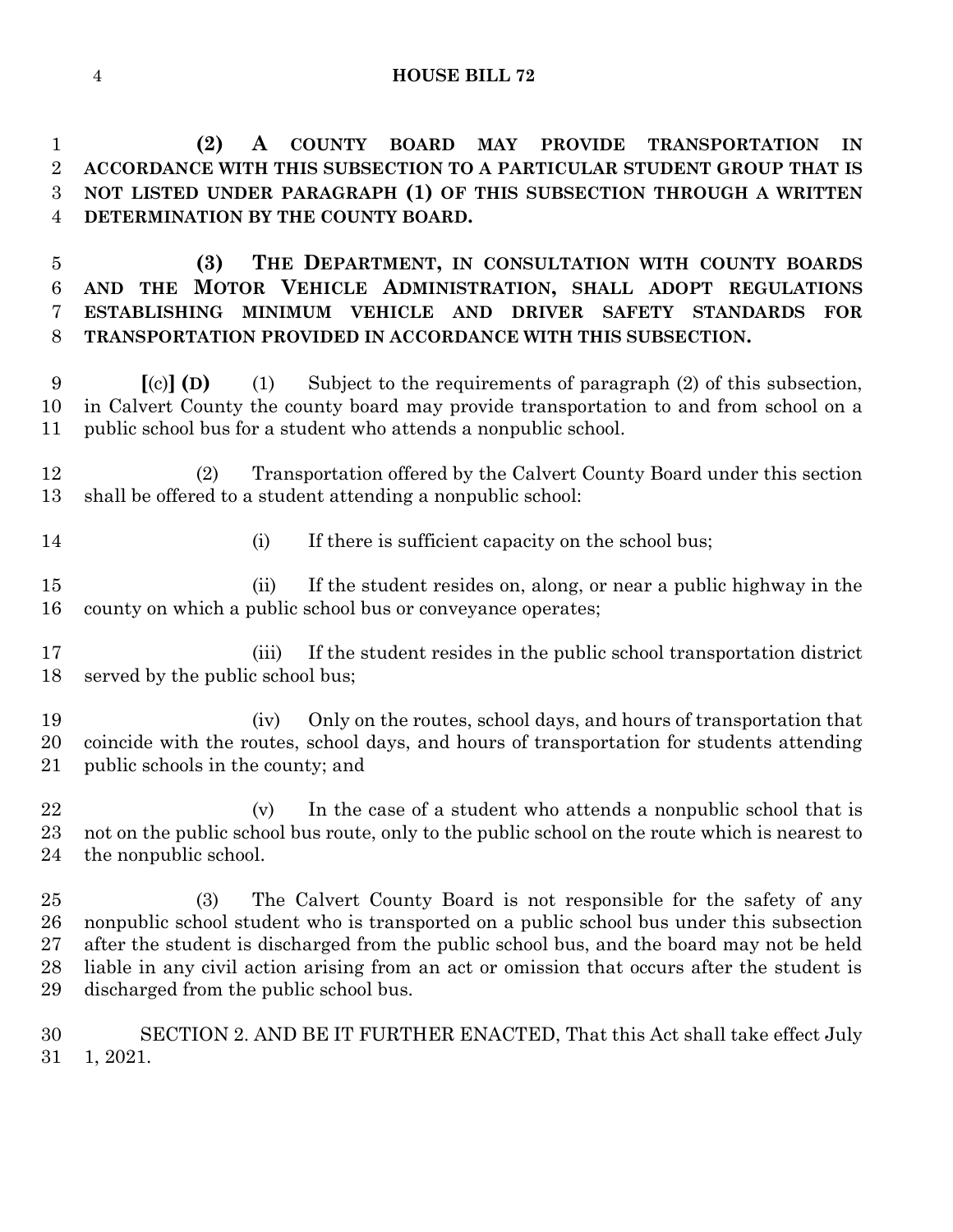**(2) A COUNTY BOARD MAY PROVIDE TRANSPORTATION IN ACCORDANCE WITH THIS SUBSECTION TO A PARTICULAR STUDENT GROUP THAT IS NOT LISTED UNDER PARAGRAPH (1) OF THIS SUBSECTION THROUGH A WRITTEN DETERMINATION BY THE COUNTY BOARD.**

**(3) THE DEPARTMENT, IN CONSULTATION WITH COUNTY BOARDS AND THE MOTOR VEHICLE ADMINISTRATION, SHALL ADOPT REGULATIONS ESTABLISHING MINIMUM VEHICLE AND DRIVER SAFETY STANDARDS FOR TRANSPORTATION PROVIDED IN ACCORDANCE WITH THIS SUBSECTION.**

**[**(c)**] (D)** (1) Subject to the requirements of paragraph (2) of this subsection, in Calvert County the county board may provide transportation to and from school on a public school bus for a student who attends a nonpublic school.

(2) Transportation offered by the Calvert County Board under this section shall be offered to a student attending a nonpublic school:

(i) If there is sufficient capacity on the school bus;

(ii) If the student resides on, along, or near a public highway in the county on which a public school bus or conveyance operates;

(iii) If the student resides in the public school transportation district served by the public school bus;

(iv) Only on the routes, school days, and hours of transportation that coincide with the routes, school days, and hours of transportation for students attending public schools in the county; and

(v) In the case of a student who attends a nonpublic school that is not on the public school bus route, only to the public school on the route which is nearest to the nonpublic school.

(3) The Calvert County Board is not responsible for the safety of any nonpublic school student who is transported on a public school bus under this subsection after the student is discharged from the public school bus, and the board may not be held liable in any civil action arising from an act or omission that occurs after the student is discharged from the public school bus.

SECTION 2. AND BE IT FURTHER ENACTED, That this Act shall take effect July 1, 2021.